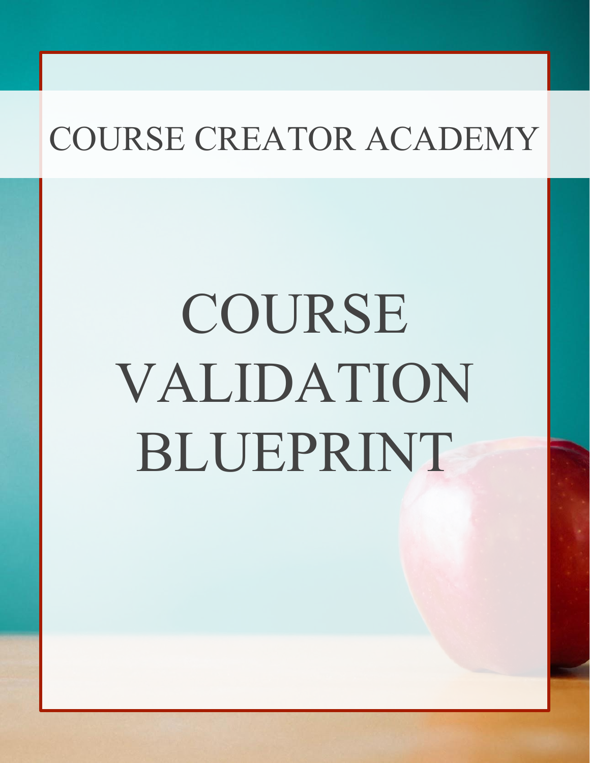COURSE CREATOR ACADEMY

# COURSE VALIDATION BLUEPRINT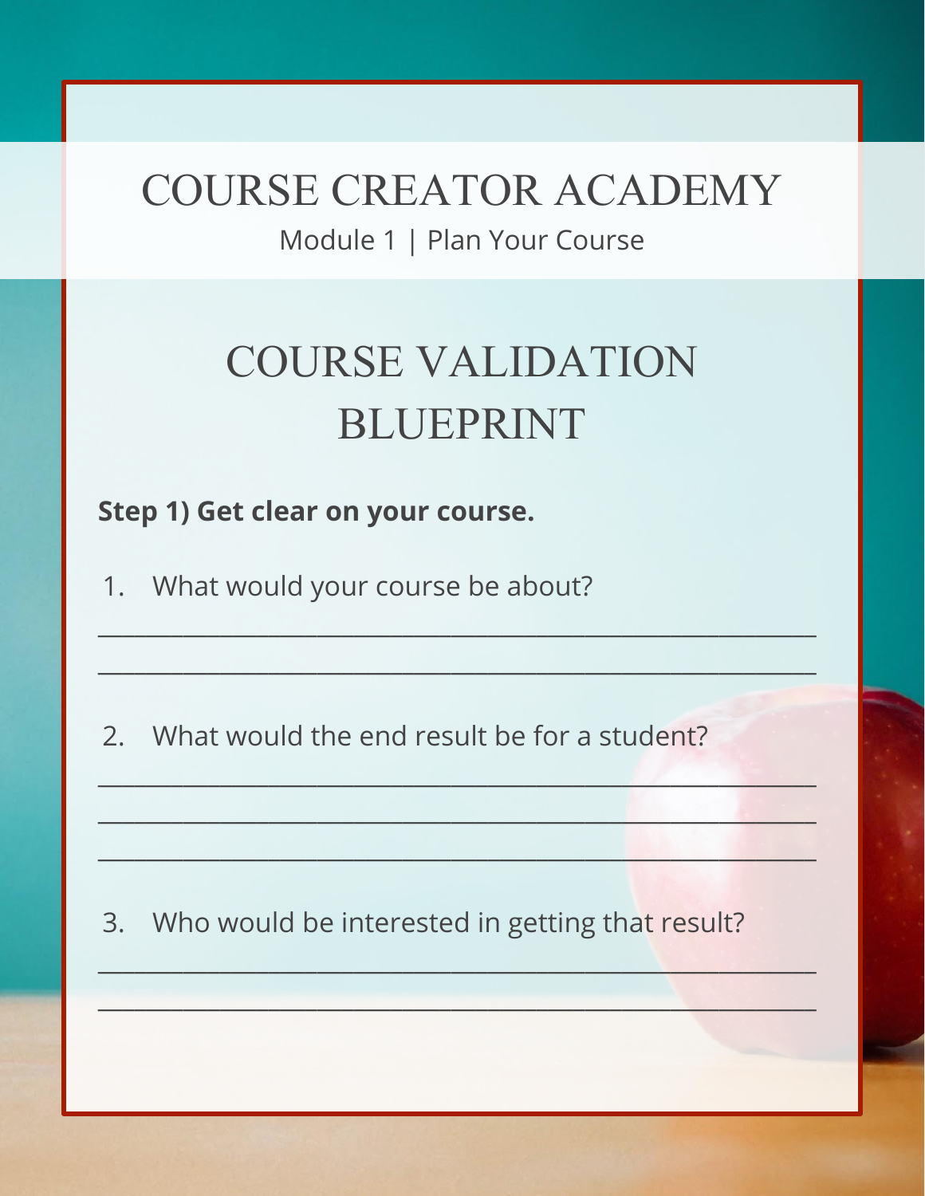# COURSE CREATOR ACADEMY

Module 1 | Plan Your Course

## COURSE VALIDATION BLUEPRINT

**Step 1) Get clear on your course.**

1. What would your course be about?

_______________________________________________________________

_______________________________________________________________

2. What would the end result be for a student?

_______________________________________________________________

_______________________________________________________________

_______________________________________________________________

3. Who would be interested in getting that result?

_______________________________________________________________

_______________________________________________________________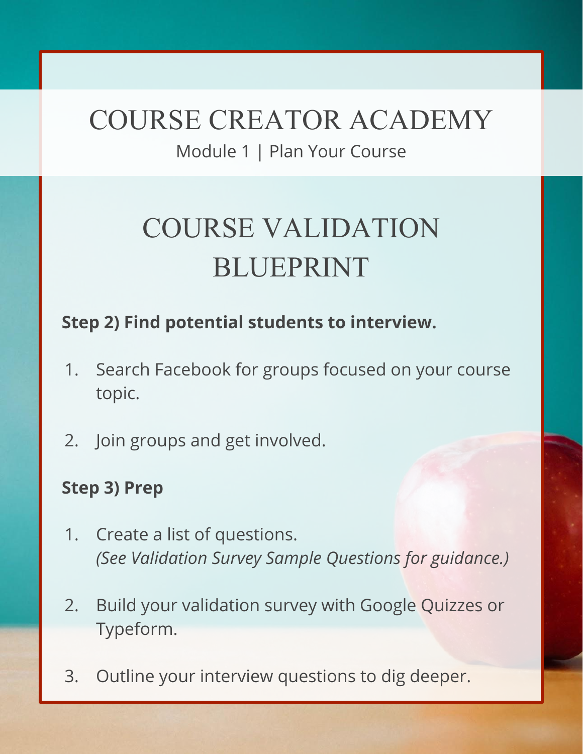# COURSE CREATOR ACADEMY

Module 1 | Plan Your Course

## COURSE VALIDATION BLUEPRINT

**Step 2) Find potential students to interview.**

1. Search Facebook for groups focused on your course topic.
2. Join groups and get involved.

**Step 3) Prep**

1. Create a list of questions.
   *(See Validation Survey Sample Questions for guidance.)*
2. Build your validation survey with Google Quizzes or Typeform.
3. Outline your interview questions to dig deeper.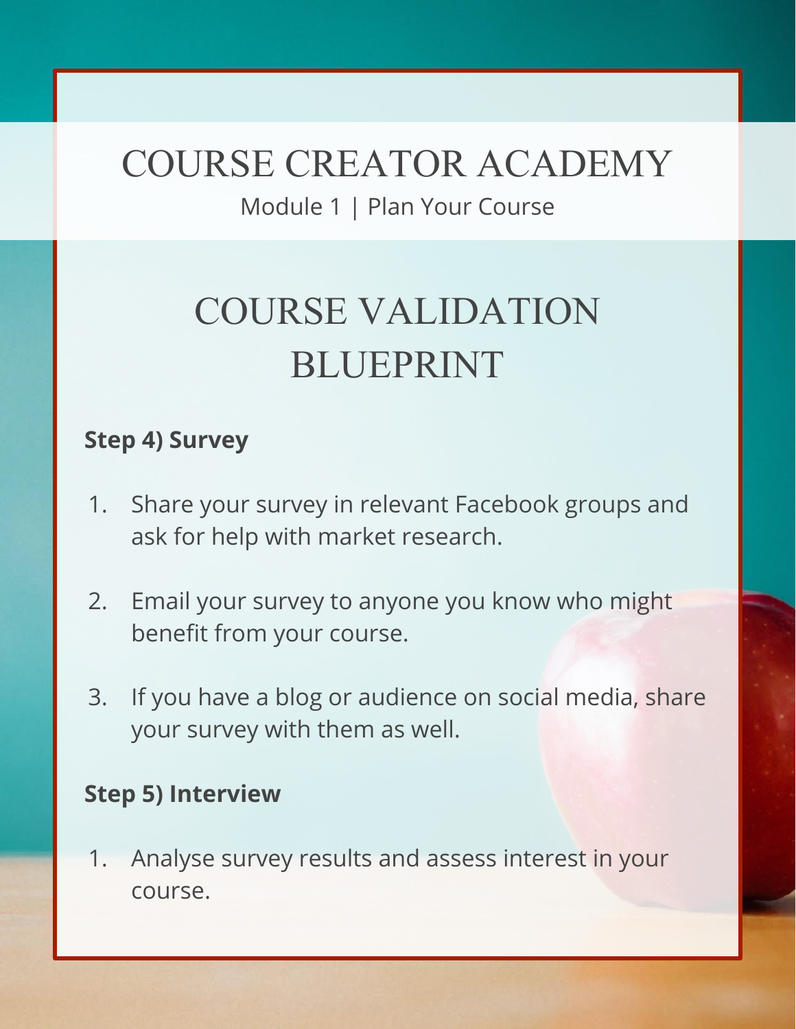# COURSE CREATOR ACADEMY

Module 1 | Plan Your Course

## COURSE VALIDATION BLUEPRINT

**Step 4) Survey**

1. Share your survey in relevant Facebook groups and ask for help with market research.
2. Email your survey to anyone you know who might benefit from your course.
3. If you have a blog or audience on social media, share your survey with them as well.

**Step 5) Interview**

1. Analyse survey results and assess interest in your course.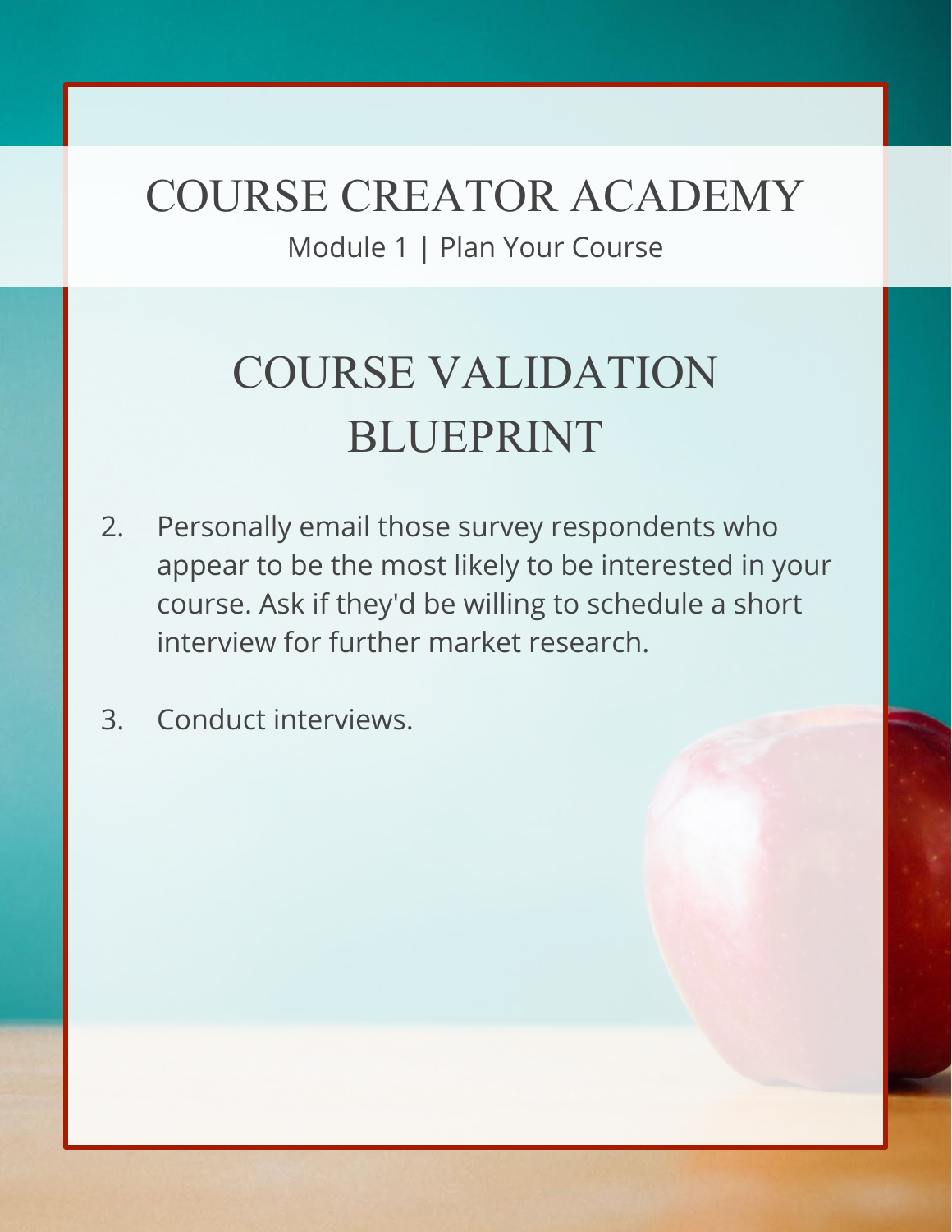# COURSE CREATOR ACADEMY

Module 1 | Plan Your Course

## COURSE VALIDATION BLUEPRINT

2. Personally email those survey respondents who appear to be the most likely to be interested in your course. Ask if they'd be willing to schedule a short interview for further market research.
3. Conduct interviews.